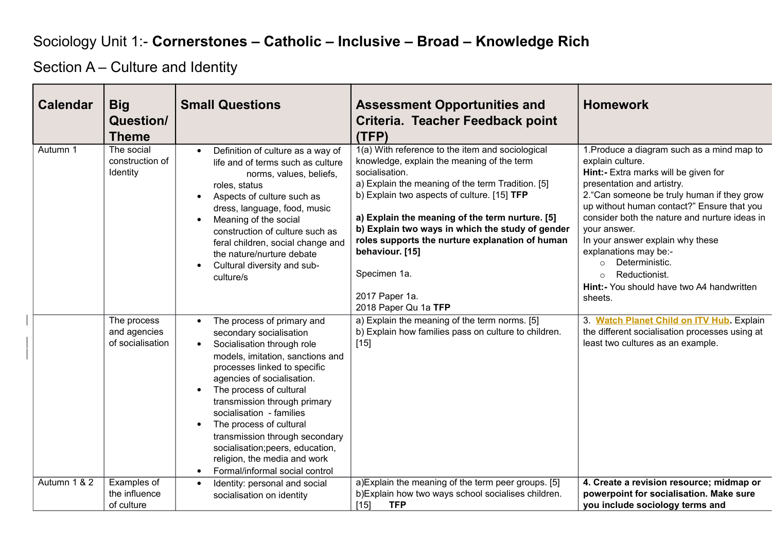# Sociology Unit 1:- **Cornerstones – Catholic – Inclusive – Broad – Knowledge Rich**

## Section A – Culture and Identity

| Calendar | Big Question/ Theme | Small Questions | Assessment Opportunities and Criteria. Teacher Feedback point (TFP) | Homework |
|---|---|---|---|---|
| Autumn 1 | The social construction of Identity | • Definition of culture as a way of life and of terms such as culture norms, values, beliefs, roles, status<br>• Aspects of culture such as dress, language, food, music<br>• Meaning of the social construction of culture such as feral children, social change and the nature/nurture debate<br>• Cultural diversity and sub-culture/s | 1(a) With reference to the item and sociological knowledge, explain the meaning of the term socialisation.<br>a) Explain the meaning of the term Tradition. [5]<br>b) Explain two aspects of culture. [15] **TFP**<br><br>**a) Explain the meaning of the term nurture. [5]**<br>**b) Explain two ways in which the study of gender roles supports the nurture explanation of human behaviour. [15]**<br><br>Specimen 1a.<br><br>2017 Paper 1a.<br>2018 Paper Qu 1a **TFP** | 1.Produce a diagram such as a mind map to explain culture.<br>**Hint:-** Extra marks will be given for presentation and artistry.<br>2.“Can someone be truly human if they grow up without human contact?” Ensure that you consider both the nature and nurture ideas in your answer.<br>In your answer explain why these explanations may be:-<br>○ Deterministic.<br>○ Reductionist.<br>**Hint:-** You should have two A4 handwritten sheets. |
| | The process and agencies of socialisation | • The process of primary and secondary socialisation<br>• Socialisation through role models, imitation, sanctions and processes linked to specific agencies of socialisation.<br>• The process of cultural transmission through primary socialisation - families<br>• The process of cultural transmission through secondary socialisation;peers, education, religion, the media and work<br>• Formal/informal social control | a) Explain the meaning of the term norms. [5]<br>b) Explain how families pass on culture to children. [15] | 3. **Watch Planet Child on ITV Hub**. Explain the different socialisation processes using at least two cultures as an example. |
| Autumn 1 & 2 | Examples of the influence of culture | • Identity: personal and social socialisation on identity | a)Explain the meaning of the term peer groups. [5]<br>b)Explain how two ways school socialises children. [15] **TFP** | **4. Create a revision resource; midmap or powerpoint for socialisation. Make sure you include sociology terms and** |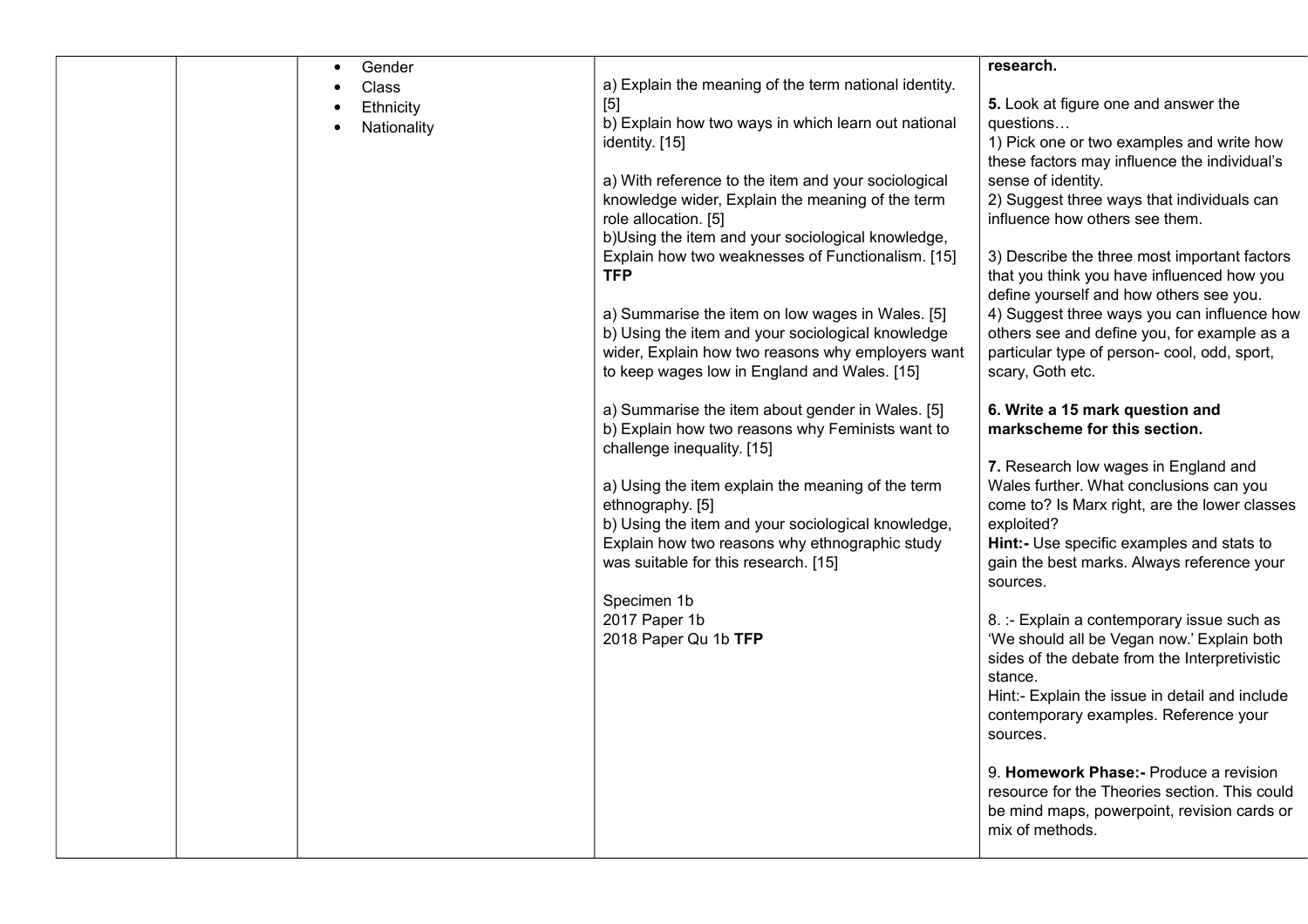| | | | | |
|---|---|---|---|---|
| | | • Gender<br>• Class<br>• Ethnicity<br>• Nationality | a) Explain the meaning of the term national identity. [5]<br>b) Explain how two ways in which learn out national identity. [15]<br><br>a) With reference to the item and your sociological knowledge wider, Explain the meaning of the term role allocation. [5]<br>b)Using the item and your sociological knowledge, Explain how two weaknesses of Functionalism. [15] **TFP**<br><br>a) Summarise the item on low wages in Wales. [5]<br>b) Using the item and your sociological knowledge wider, Explain how two reasons why employers want to keep wages low in England and Wales. [15]<br><br>a) Summarise the item about gender in Wales. [5]<br>b) Explain how two reasons why Feminists want to challenge inequality. [15]<br><br>a) Using the item explain the meaning of the term ethnography. [5]<br>b) Using the item and your sociological knowledge, Explain how two reasons why ethnographic study was suitable for this research. [15]<br><br>Specimen 1b<br>2017 Paper 1b<br>2018 Paper Qu 1b **TFP** | **research.**<br><br>**5.** Look at figure one and answer the questions…<br>1) Pick one or two examples and write how these factors may influence the individual's sense of identity.<br>2) Suggest three ways that individuals can influence how others see them.<br><br>3) Describe the three most important factors that you think you have influenced how you define yourself and how others see you.<br>4) Suggest three ways you can influence how others see and define you, for example as a particular type of person- cool, odd, sport, scary, Goth etc.<br><br>**6. Write a 15 mark question and markscheme for this section.**<br><br>**7.** Research low wages in England and Wales further. What conclusions can you come to? Is Marx right, are the lower classes exploited?<br>**Hint:-** Use specific examples and stats to gain the best marks. Always reference your sources.<br><br>8. :- Explain a contemporary issue such as 'We should all be Vegan now.' Explain both sides of the debate from the Interpretivistic stance.<br>Hint:- Explain the issue in detail and include contemporary examples. Reference your sources.<br><br>9. **Homework Phase:-** Produce a revision resource for the Theories section. This could be mind maps, powerpoint, revision cards or mix of methods. |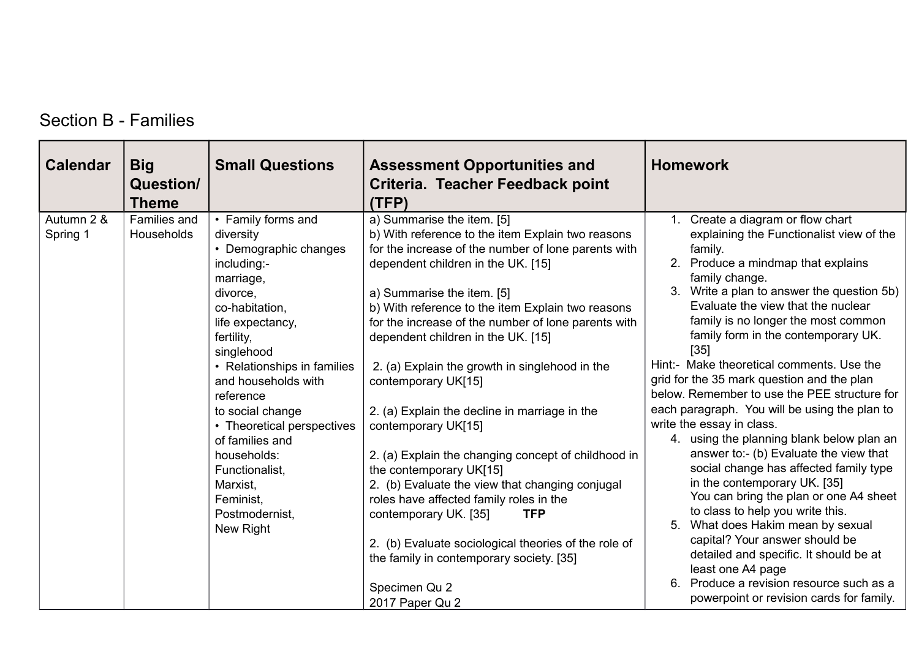# Section B - Families

| Calendar | Big Question/ Theme | Small Questions | Assessment Opportunities and Criteria. Teacher Feedback point (TFP) | Homework |
|---|---|---|---|---|
| Autumn 2 & Spring 1 | Families and Households | • Family forms and diversity<br>• Demographic changes including:-<br>marriage,<br>divorce,<br>co-habitation,<br>life expectancy,<br>fertility,<br>singlehood<br>• Relationships in families and households with reference to social change<br>• Theoretical perspectives of families and households:<br>Functionalist,<br>Marxist,<br>Feminist,<br>Postmodernist,<br>New Right | a) Summarise the item. [5]<br>b) With reference to the item Explain two reasons for the increase of the number of lone parents with dependent children in the UK. [15]<br><br>a) Summarise the item. [5]<br>b) With reference to the item Explain two reasons for the increase of the number of lone parents with dependent children in the UK. [15]<br><br>2. (a) Explain the growth in singlehood in the contemporary UK[15]<br><br>2. (a) Explain the decline in marriage in the contemporary UK[15]<br><br>2. (a) Explain the changing concept of childhood in the contemporary UK[15]<br>2. (b) Evaluate the view that changing conjugal roles have affected family roles in the contemporary UK. [35] **TFP**<br><br>2. (b) Evaluate sociological theories of the role of the family in contemporary society. [35]<br><br>Specimen Qu 2<br>2017 Paper Qu 2 | 1. Create a diagram or flow chart explaining the Functionalist view of the family.<br>2. Produce a mindmap that explains family change.<br>3. Write a plan to answer the question 5b) Evaluate the view that the nuclear family is no longer the most common family form in the contemporary UK. [35]<br>Hint:- Make theoretical comments. Use the grid for the 35 mark question and the plan below. Remember to use the PEE structure for each paragraph. You will be using the plan to write the essay in class.<br>4. using the planning blank below plan an answer to:- (b) Evaluate the view that social change has affected family type in the contemporary UK. [35]<br>You can bring the plan or one A4 sheet to class to help you write this.<br>5. What does Hakim mean by sexual capital? Your answer should be detailed and specific. It should be at least one A4 page<br>6. Produce a revision resource such as a powerpoint or revision cards for family. |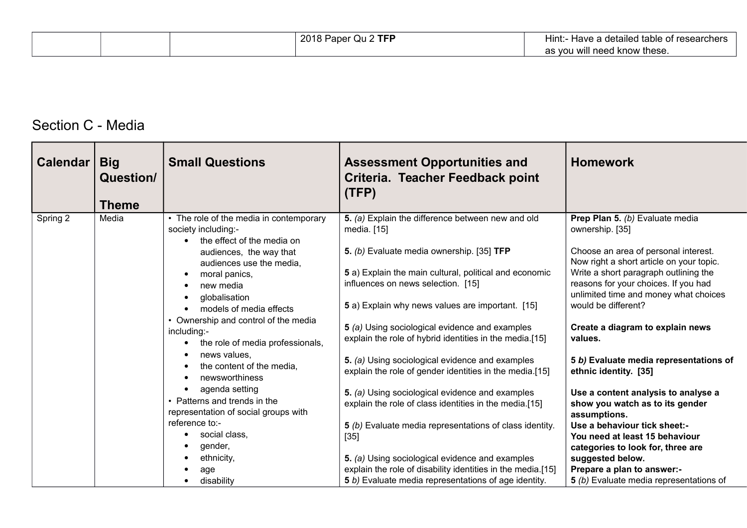| | | | 2018 Paper Qu 2 **TFP** | Hint:- Have a detailed table of researchers as you will need know these. |
|---|---|---|---|---|

## Section C - Media

| Calendar | Big Question/ Theme | Small Questions | Assessment Opportunities and Criteria. Teacher Feedback point (TFP) | Homework |
|---|---|---|---|---|
| Spring 2 | Media | • The role of the media in contemporary society including:-<br>• the effect of the media on audiences, the way that audiences use the media,<br>• moral panics,<br>• new media<br>• globalisation<br>• models of media effects<br>• Ownership and control of the media including:-<br>• the role of media professionals,<br>• news values,<br>• the content of the media,<br>• newsworthiness<br>• agenda setting<br>• Patterns and trends in the representation of social groups with reference to:-<br>• social class,<br>• gender,<br>• ethnicity,<br>• age<br>• disability | **5.** *(a)* Explain the difference between new and old media. [15]<br><br>**5.** *(b)* Evaluate media ownership. [35] **TFP**<br><br>**5** a) Explain the main cultural, political and economic influences on news selection. [15]<br><br>**5** a) Explain why news values are important. [15]<br><br>**5** *(a)* Using sociological evidence and examples explain the role of hybrid identities in the media.[15]<br><br>**5.** *(a)* Using sociological evidence and examples explain the role of gender identities in the media.[15]<br><br>**5.** *(a)* Using sociological evidence and examples explain the role of class identities in the media.[15]<br><br>**5** *(b)* Evaluate media representations of class identity. [35]<br><br>**5.** *(a)* Using sociological evidence and examples explain the role of disability identities in the media.[15]<br>**5** *b)* Evaluate media representations of age identity. | **Prep Plan 5.** *(b)* Evaluate media ownership. [35]<br><br>Choose an area of personal interest. Now right a short article on your topic. Write a short paragraph outlining the reasons for your choices. If you had unlimited time and money what choices would be different?<br><br>**Create a diagram to explain news values.**<br><br>**5** ***b)*** **Evaluate media representations of ethnic identity. [35]**<br><br>**Use a content analysis to analyse a show you watch as to its gender assumptions.**<br>**Use a behaviour tick sheet:-**<br>**You need at least 15 behaviour categories to look for, three are suggested below.**<br>**Prepare a plan to answer:-**<br>**5** *(b)* Evaluate media representations of |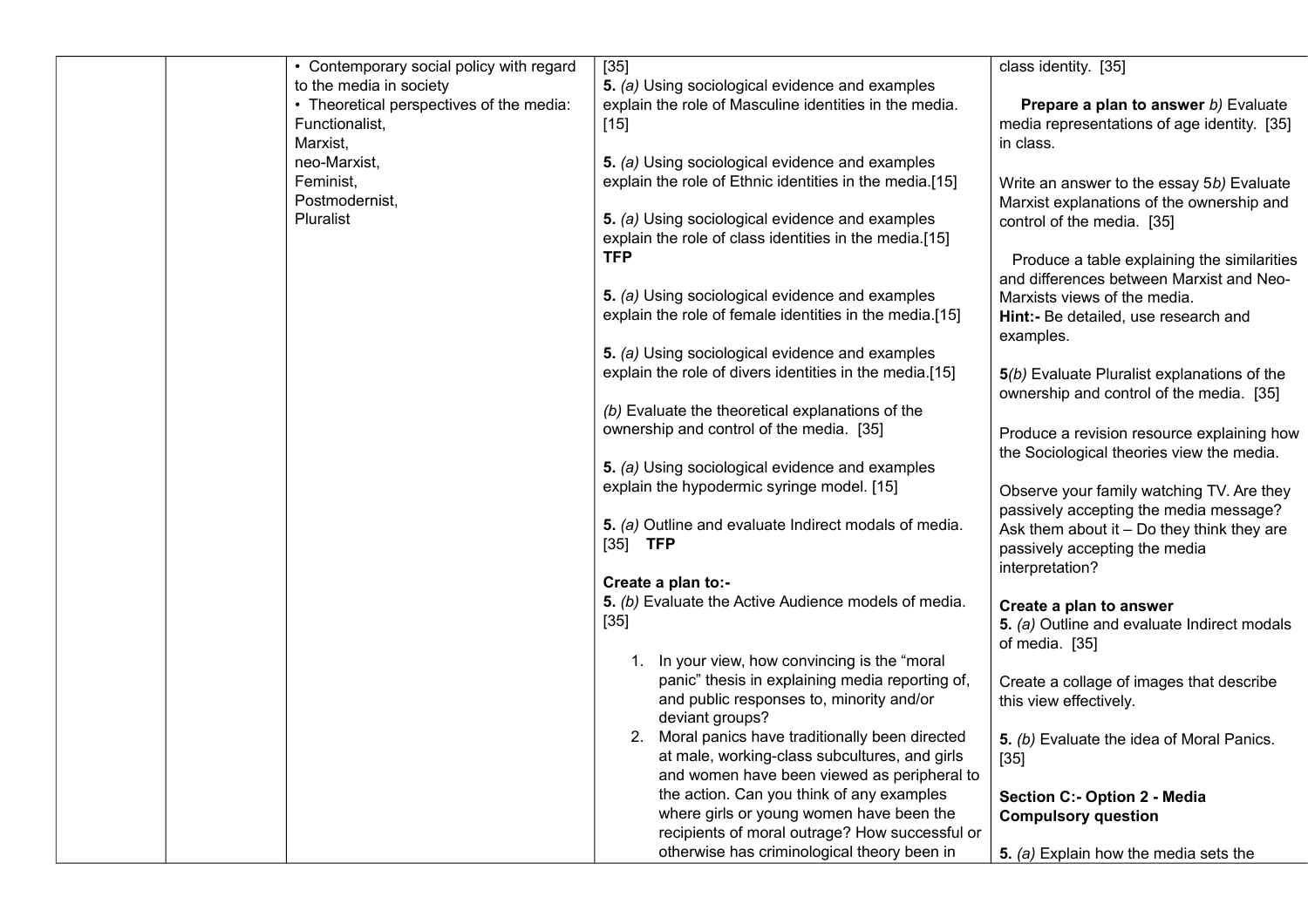| | | | | |
|---|---|---|---|---|
| | | • Contemporary social policy with regard to the media in society<br>• Theoretical perspectives of the media: Functionalist,<br>Marxist,<br>neo-Marxist,<br>Feminist,<br>Postmodernist,<br>Pluralist | [35]<br>**5.** *(a)* Using sociological evidence and examples explain the role of Masculine identities in the media. [15]<br><br>**5.** *(a)* Using sociological evidence and examples explain the role of Ethnic identities in the media.[15]<br><br>**5.** *(a)* Using sociological evidence and examples explain the role of class identities in the media.[15]<br>**TFP**<br><br>**5.** *(a)* Using sociological evidence and examples explain the role of female identities in the media.[15]<br><br>**5.** *(a)* Using sociological evidence and examples explain the role of divers identities in the media.[15]<br><br>*(b)* Evaluate the theoretical explanations of the ownership and control of the media. [35]<br><br>**5.** *(a)* Using sociological evidence and examples explain the hypodermic syringe model. [15]<br><br>**5.** *(a)* Outline and evaluate Indirect modals of media. [35] **TFP**<br><br>**Create a plan to:-**<br>**5.** *(b)* Evaluate the Active Audience models of media. [35]<br><br>1. In your view, how convincing is the "moral panic" thesis in explaining media reporting of, and public responses to, minority and/or deviant groups?<br>2. Moral panics have traditionally been directed at male, working-class subcultures, and girls and women have been viewed as peripheral to the action. Can you think of any examples where girls or young women have been the recipients of moral outrage? How successful or otherwise has criminological theory been in | class identity. [35]<br><br>**Prepare a plan to answer** *b)* Evaluate media representations of age identity. [35] in class.<br><br>Write an answer to the essay 5*b)* Evaluate Marxist explanations of the ownership and control of the media. [35]<br><br>Produce a table explaining the similarities and differences between Marxist and Neo-Marxists views of the media.<br>**Hint:-** Be detailed, use research and examples.<br><br>**5***(b)* Evaluate Pluralist explanations of the ownership and control of the media. [35]<br><br>Produce a revision resource explaining how the Sociological theories view the media.<br><br>Observe your family watching TV. Are they passively accepting the media message? Ask them about it – Do they think they are passively accepting the media interpretation?<br><br>**Create a plan to answer**<br>**5.** *(a)* Outline and evaluate Indirect modals of media. [35]<br><br>Create a collage of images that describe this view effectively.<br><br>**5.** *(b)* Evaluate the idea of Moral Panics. [35]<br><br>**Section C:- Option 2 - Media Compulsory question**<br><br>**5.** *(a)* Explain how the media sets the |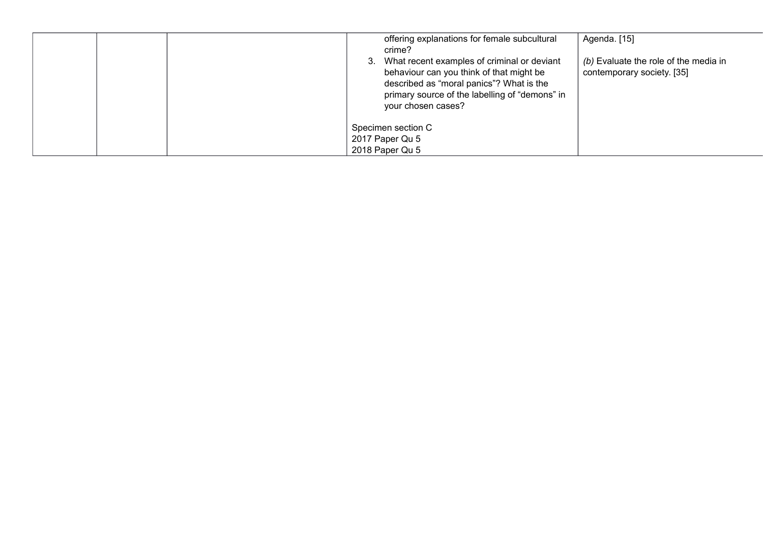| | | | | |
|---|---|---|---|---|
| | | | offering explanations for female subcultural crime?<br>3. What recent examples of criminal or deviant behaviour can you think of that might be described as "moral panics"? What is the primary source of the labelling of "demons" in your chosen cases?<br><br>Specimen section C<br>2017 Paper Qu 5<br>2018 Paper Qu 5 | Agenda. [15]<br><br>*(b)* Evaluate the role of the media in contemporary society. [35] |